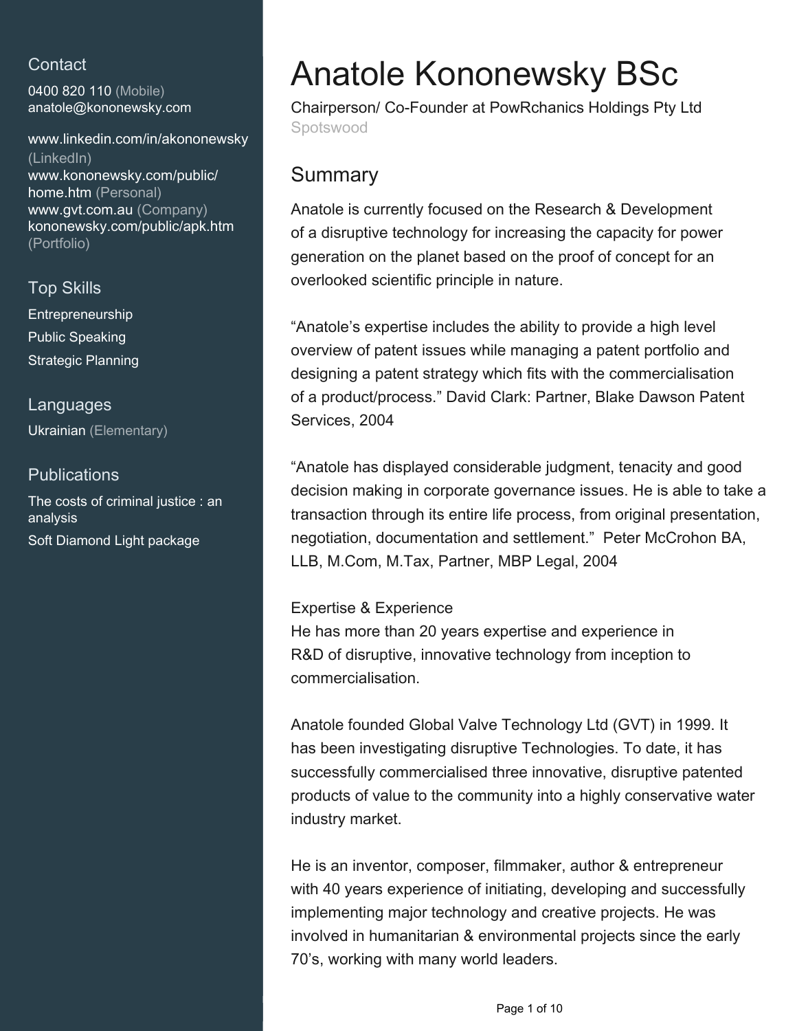## Contact

0400 820 110 (Mobile)
anatole@kononewsky.com

www.linkedin.com/in/akononewsky (LinkedIn)
www.kononewsky.com/public/home.htm (Personal)
www.gvt.com.au (Company)
kononewsky.com/public/apk.htm (Portfolio)

## Top Skills

Entrepreneurship
Public Speaking
Strategic Planning

## Languages

Ukrainian (Elementary)

## Publications

The costs of criminal justice : an analysis
Soft Diamond Light package

# Anatole Kononewsky BSc

Chairperson/ Co-Founder at PowRchanics Holdings Pty Ltd
Spotswood

## Summary

Anatole is currently focused on the Research & Development of a disruptive technology for increasing the capacity for power generation on the planet based on the proof of concept for an overlooked scientific principle in nature.

“Anatole’s expertise includes the ability to provide a high level overview of patent issues while managing a patent portfolio and designing a patent strategy which fits with the commercialisation of a product/process.” David Clark: Partner, Blake Dawson Patent Services, 2004

“Anatole has displayed considerable judgment, tenacity and good decision making in corporate governance issues. He is able to take a transaction through its entire life process, from original presentation, negotiation, documentation and settlement.” Peter McCrohon BA, LLB, M.Com, M.Tax, Partner, MBP Legal, 2004

Expertise & Experience
He has more than 20 years expertise and experience in R&D of disruptive, innovative technology from inception to commercialisation.

Anatole founded Global Valve Technology Ltd (GVT) in 1999. It has been investigating disruptive Technologies. To date, it has successfully commercialised three innovative, disruptive patented products of value to the community into a highly conservative water industry market.

He is an inventor, composer, filmmaker, author & entrepreneur with 40 years experience of initiating, developing and successfully implementing major technology and creative projects. He was involved in humanitarian & environmental projects since the early 70’s, working with many world leaders.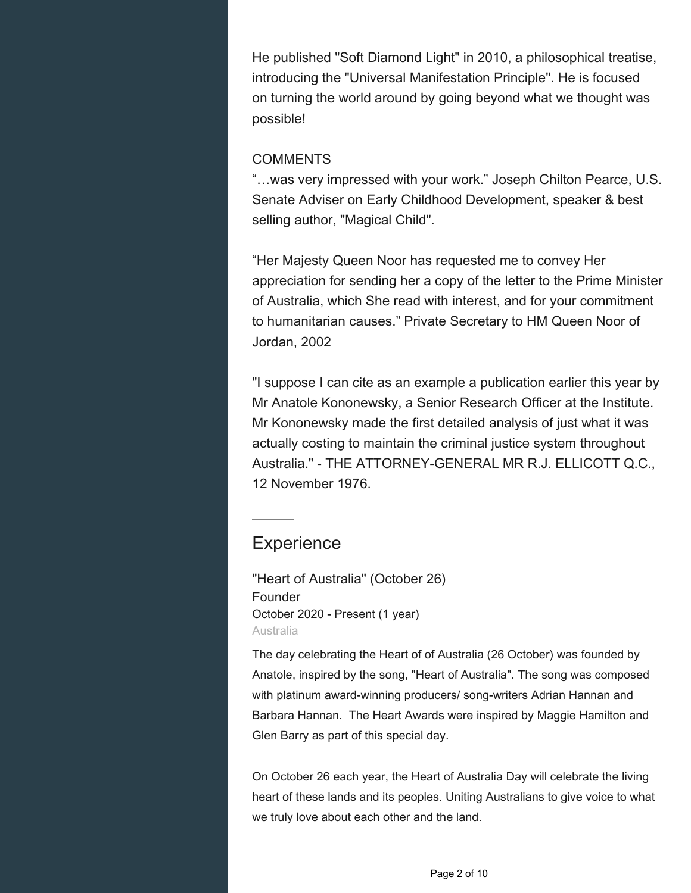He published "Soft Diamond Light" in 2010, a philosophical treatise, introducing the "Universal Manifestation Principle". He is focused on turning the world around by going beyond what we thought was possible!

COMMENTS

"…was very impressed with your work." Joseph Chilton Pearce, U.S. Senate Adviser on Early Childhood Development, speaker & best selling author, "Magical Child".

"Her Majesty Queen Noor has requested me to convey Her appreciation for sending her a copy of the letter to the Prime Minister of Australia, which She read with interest, and for your commitment to humanitarian causes." Private Secretary to HM Queen Noor of Jordan, 2002

"I suppose I can cite as an example a publication earlier this year by Mr Anatole Kononewsky, a Senior Research Officer at the Institute. Mr Kononewsky made the first detailed analysis of just what it was actually costing to maintain the criminal justice system throughout Australia." - THE ATTORNEY-GENERAL MR R.J. ELLICOTT Q.C., 12 November 1976.

## Experience

### "Heart of Australia" (October 26)

Founder
October 2020 - Present (1 year)
Australia

The day celebrating the Heart of of Australia (26 October) was founded by Anatole, inspired by the song, "Heart of Australia". The song was composed with platinum award-winning producers/ song-writers Adrian Hannan and Barbara Hannan. The Heart Awards were inspired by Maggie Hamilton and Glen Barry as part of this special day.

On October 26 each year, the Heart of Australia Day will celebrate the living heart of these lands and its peoples. Uniting Australians to give voice to what we truly love about each other and the land.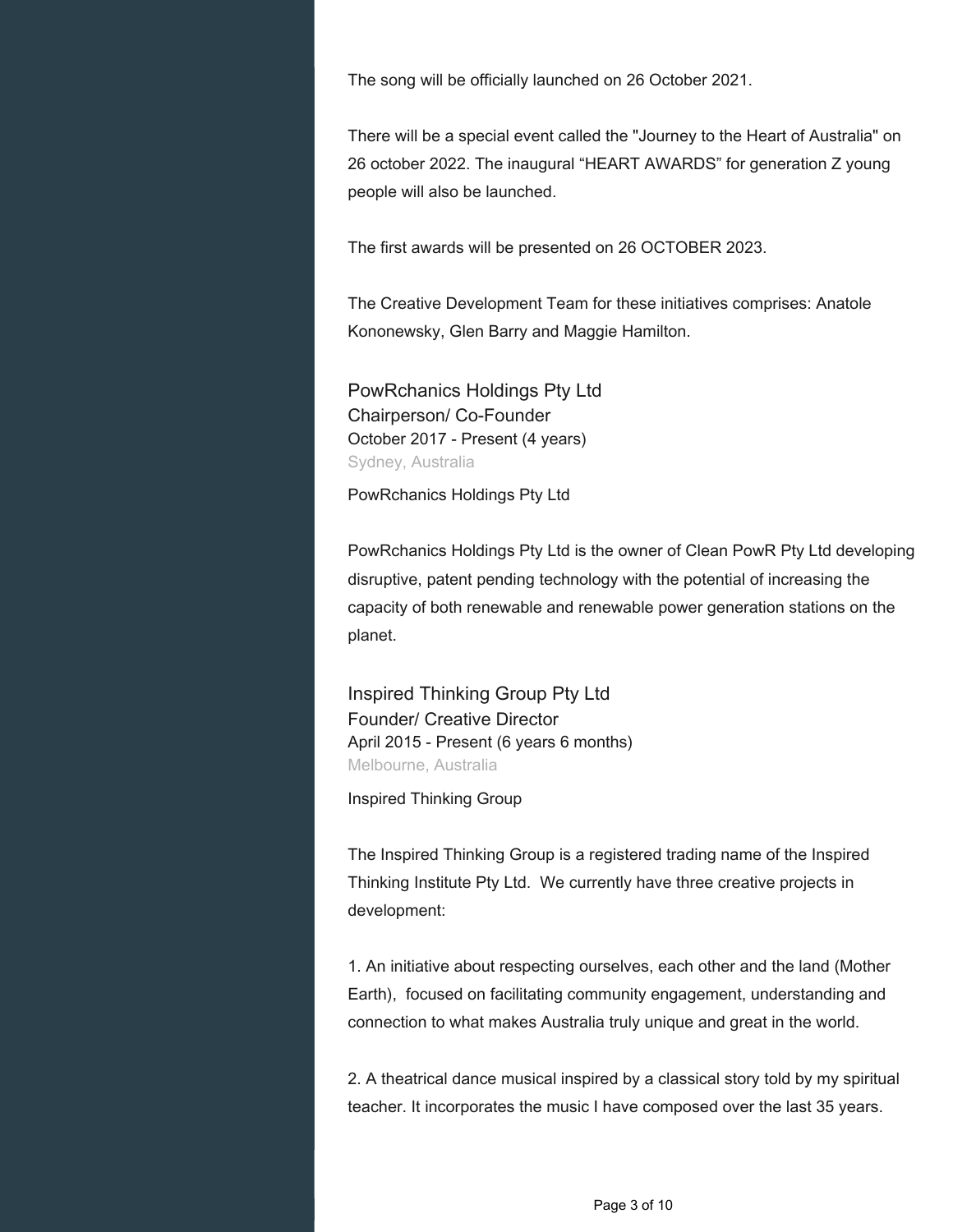The song will be officially launched on 26 October 2021.

There will be a special event called the "Journey to the Heart of Australia" on 26 october 2022. The inaugural “HEART AWARDS” for generation Z young people will also be launched.

The first awards will be presented on 26 OCTOBER 2023.

The Creative Development Team for these initiatives comprises: Anatole Kononewsky, Glen Barry and Maggie Hamilton.

### PowRchanics Holdings Pty Ltd
Chairperson/ Co-Founder
October 2017 - Present (4 years)
Sydney, Australia

PowRchanics Holdings Pty Ltd

PowRchanics Holdings Pty Ltd is the owner of Clean PowR Pty Ltd developing disruptive, patent pending technology with the potential of increasing the capacity of both renewable and renewable power generation stations on the planet.

### Inspired Thinking Group Pty Ltd
Founder/ Creative Director
April 2015 - Present (6 years 6 months)
Melbourne, Australia

Inspired Thinking Group

The Inspired Thinking Group is a registered trading name of the Inspired Thinking Institute Pty Ltd. We currently have three creative projects in development:

1. An initiative about respecting ourselves, each other and the land (Mother Earth), focused on facilitating community engagement, understanding and connection to what makes Australia truly unique and great in the world.

2. A theatrical dance musical inspired by a classical story told by my spiritual teacher. It incorporates the music I have composed over the last 35 years.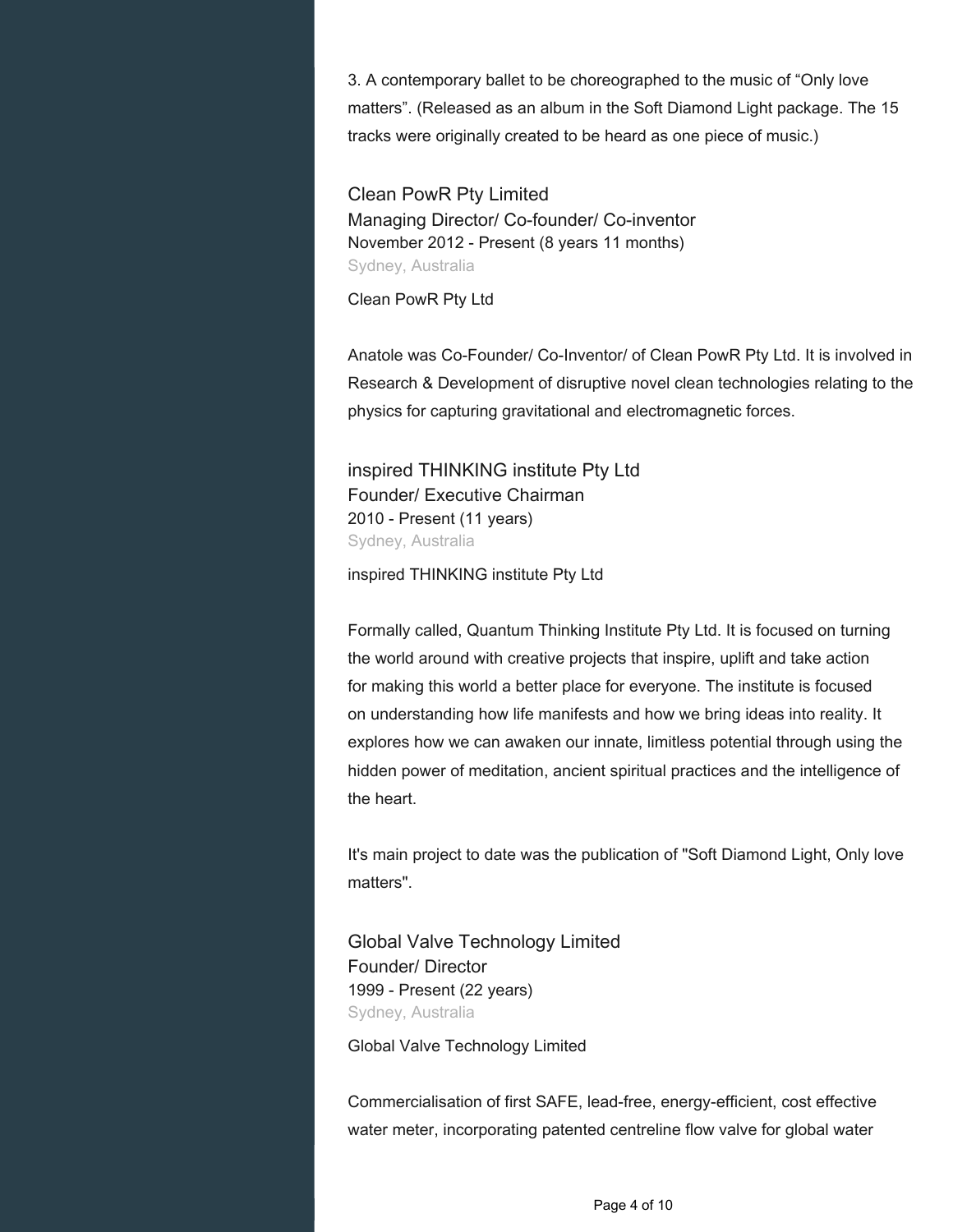3. A contemporary ballet to be choreographed to the music of “Only love matters”. (Released as an album in the Soft Diamond Light package. The 15 tracks were originally created to be heard as one piece of music.)

### Clean PowR Pty Limited
Managing Director/ Co-founder/ Co-inventor
November 2012 - Present (8 years 11 months)
Sydney, Australia

Clean PowR Pty Ltd

Anatole was Co-Founder/ Co-Inventor/ of Clean PowR Pty Ltd. It is involved in Research & Development of disruptive novel clean technologies relating to the physics for capturing gravitational and electromagnetic forces.

### inspired THINKING institute Pty Ltd
Founder/ Executive Chairman
2010 - Present (11 years)
Sydney, Australia

inspired THINKING institute Pty Ltd

Formally called, Quantum Thinking Institute Pty Ltd. It is focused on turning the world around with creative projects that inspire, uplift and take action for making this world a better place for everyone. The institute is focused on understanding how life manifests and how we bring ideas into reality. It explores how we can awaken our innate, limitless potential through using the hidden power of meditation, ancient spiritual practices and the intelligence of the heart.

It's main project to date was the publication of "Soft Diamond Light, Only love matters".

### Global Valve Technology Limited
Founder/ Director
1999 - Present (22 years)
Sydney, Australia

Global Valve Technology Limited

Commercialisation of first SAFE, lead-free, energy-efficient, cost effective water meter, incorporating patented centreline flow valve for global water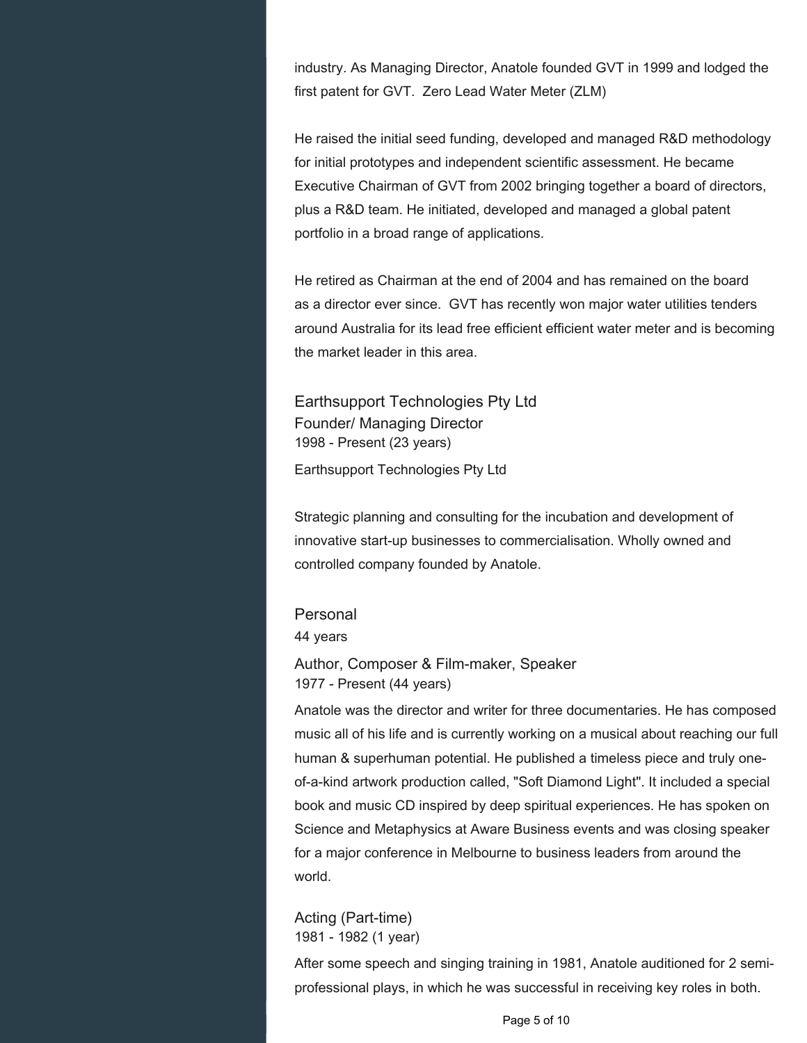industry. As Managing Director, Anatole founded GVT in 1999 and lodged the first patent for GVT. Zero Lead Water Meter (ZLM)

He raised the initial seed funding, developed and managed R&D methodology for initial prototypes and independent scientific assessment. He became Executive Chairman of GVT from 2002 bringing together a board of directors, plus a R&D team. He initiated, developed and managed a global patent portfolio in a broad range of applications.

He retired as Chairman at the end of 2004 and has remained on the board as a director ever since. GVT has recently won major water utilities tenders around Australia for its lead free efficient efficient water meter and is becoming the market leader in this area.

## Earthsupport Technologies Pty Ltd

### Founder/ Managing Director

1998 - Present (23 years)

Earthsupport Technologies Pty Ltd

Strategic planning and consulting for the incubation and development of innovative start-up businesses to commercialisation. Wholly owned and controlled company founded by Anatole.

## Personal

44 years

### Author, Composer & Film-maker, Speaker

1977 - Present (44 years)

Anatole was the director and writer for three documentaries. He has composed music all of his life and is currently working on a musical about reaching our full human & superhuman potential. He published a timeless piece and truly one-of-a-kind artwork production called, "Soft Diamond Light". It included a special book and music CD inspired by deep spiritual experiences. He has spoken on Science and Metaphysics at Aware Business events and was closing speaker for a major conference in Melbourne to business leaders from around the world.

### Acting (Part-time)

1981 - 1982 (1 year)

After some speech and singing training in 1981, Anatole auditioned for 2 semi-professional plays, in which he was successful in receiving key roles in both.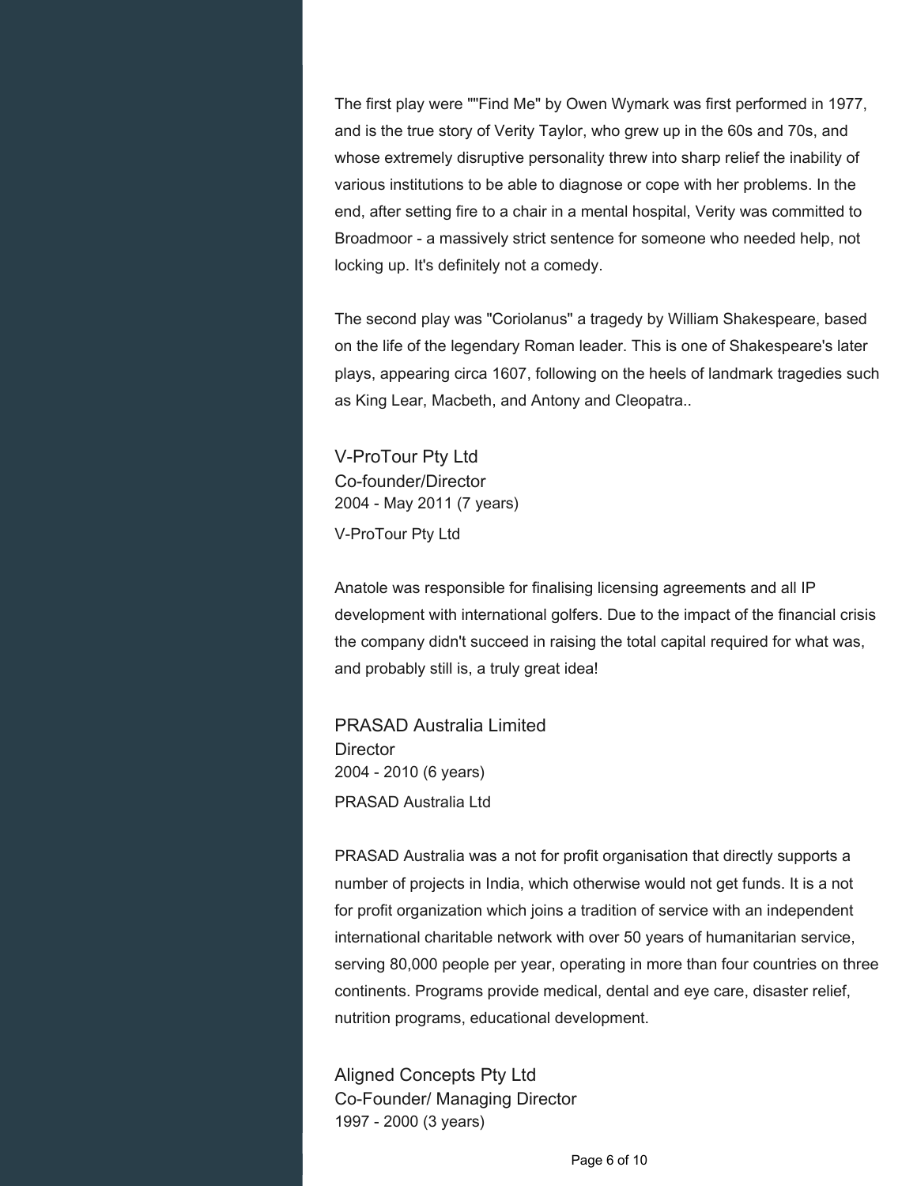The first play were ""Find Me" by Owen Wymark was first performed in 1977, and is the true story of Verity Taylor, who grew up in the 60s and 70s, and whose extremely disruptive personality threw into sharp relief the inability of various institutions to be able to diagnose or cope with her problems. In the end, after setting fire to a chair in a mental hospital, Verity was committed to Broadmoor - a massively strict sentence for someone who needed help, not locking up. It's definitely not a comedy.

The second play was "Coriolanus" a tragedy by William Shakespeare, based on the life of the legendary Roman leader. This is one of Shakespeare's later plays, appearing circa 1607, following on the heels of landmark tragedies such as King Lear, Macbeth, and Antony and Cleopatra..

### V-ProTour Pty Ltd
Co-founder/Director
2004 - May 2011 (7 years)
V-ProTour Pty Ltd

Anatole was responsible for finalising licensing agreements and all IP development with international golfers. Due to the impact of the financial crisis the company didn't succeed in raising the total capital required for what was, and probably still is, a truly great idea!

### PRASAD Australia Limited
Director
2004 - 2010 (6 years)
PRASAD Australia Ltd

PRASAD Australia was a not for profit organisation that directly supports a number of projects in India, which otherwise would not get funds. It is a not for profit organization which joins a tradition of service with an independent international charitable network with over 50 years of humanitarian service, serving 80,000 people per year, operating in more than four countries on three continents. Programs provide medical, dental and eye care, disaster relief, nutrition programs, educational development.

### Aligned Concepts Pty Ltd
Co-Founder/ Managing Director
1997 - 2000 (3 years)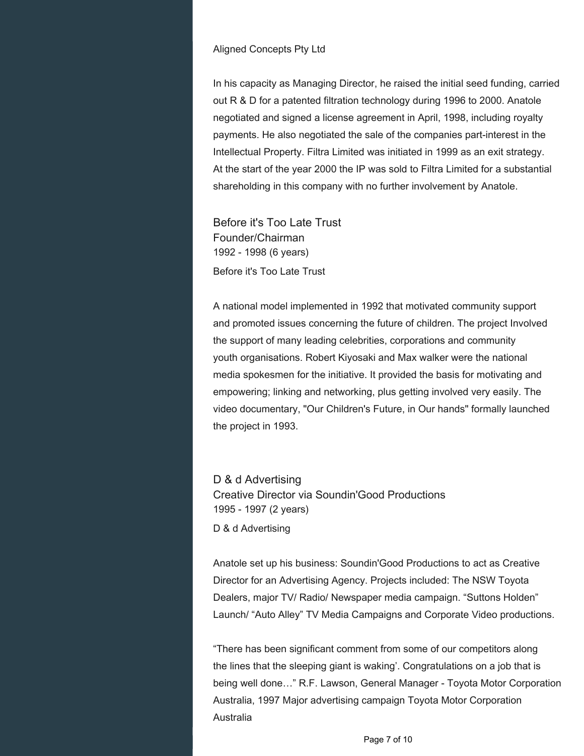Aligned Concepts Pty Ltd

In his capacity as Managing Director, he raised the initial seed funding, carried out R & D for a patented filtration technology during 1996 to 2000. Anatole negotiated and signed a license agreement in April, 1998, including royalty payments. He also negotiated the sale of the companies part-interest in the Intellectual Property. Filtra Limited was initiated in 1999 as an exit strategy. At the start of the year 2000 the IP was sold to Filtra Limited for a substantial shareholding in this company with no further involvement by Anatole.

## Before it's Too Late Trust

Founder/Chairman
1992 - 1998 (6 years)

Before it's Too Late Trust

A national model implemented in 1992 that motivated community support and promoted issues concerning the future of children. The project Involved the support of many leading celebrities, corporations and community youth organisations. Robert Kiyosaki and Max walker were the national media spokesmen for the initiative. It provided the basis for motivating and empowering; linking and networking, plus getting involved very easily. The video documentary, "Our Children's Future, in Our hands" formally launched the project in 1993.

## D & d Advertising

Creative Director via Soundin'Good Productions
1995 - 1997 (2 years)

D & d Advertising

Anatole set up his business: Soundin'Good Productions to act as Creative Director for an Advertising Agency. Projects included: The NSW Toyota Dealers, major TV/ Radio/ Newspaper media campaign. “Suttons Holden” Launch/ “Auto Alley” TV Media Campaigns and Corporate Video productions.

“There has been significant comment from some of our competitors along the lines that the sleeping giant is waking’. Congratulations on a job that is being well done…” R.F. Lawson, General Manager - Toyota Motor Corporation Australia, 1997 Major advertising campaign Toyota Motor Corporation Australia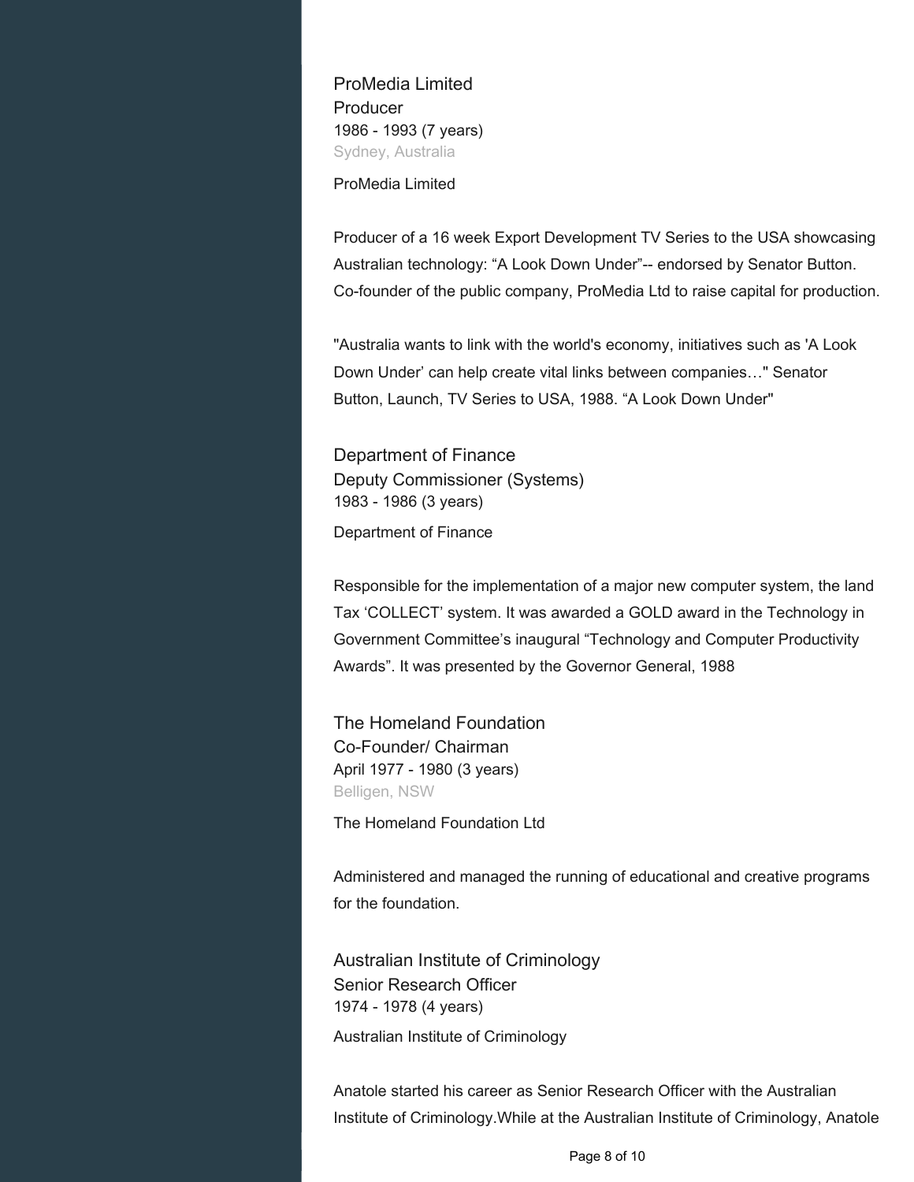### ProMedia Limited

Producer

1986 - 1993 (7 years)

Sydney, Australia

ProMedia Limited

Producer of a 16 week Export Development TV Series to the USA showcasing Australian technology: “A Look Down Under”-- endorsed by Senator Button. Co-founder of the public company, ProMedia Ltd to raise capital for production.

"Australia wants to link with the world's economy, initiatives such as 'A Look Down Under’ can help create vital links between companies…" Senator Button, Launch, TV Series to USA, 1988. “A Look Down Under"

### Department of Finance

Deputy Commissioner (Systems)

1983 - 1986 (3 years)

Department of Finance

Responsible for the implementation of a major new computer system, the land Tax ‘COLLECT’ system. It was awarded a GOLD award in the Technology in Government Committee’s inaugural “Technology and Computer Productivity Awards”. It was presented by the Governor General, 1988

### The Homeland Foundation

Co-Founder/ Chairman

April 1977 - 1980 (3 years)

Belligen, NSW

The Homeland Foundation Ltd

Administered and managed the running of educational and creative programs for the foundation.

### Australian Institute of Criminology

Senior Research Officer

1974 - 1978 (4 years)

Australian Institute of Criminology

Anatole started his career as Senior Research Officer with the Australian Institute of Criminology.While at the Australian Institute of Criminology, Anatole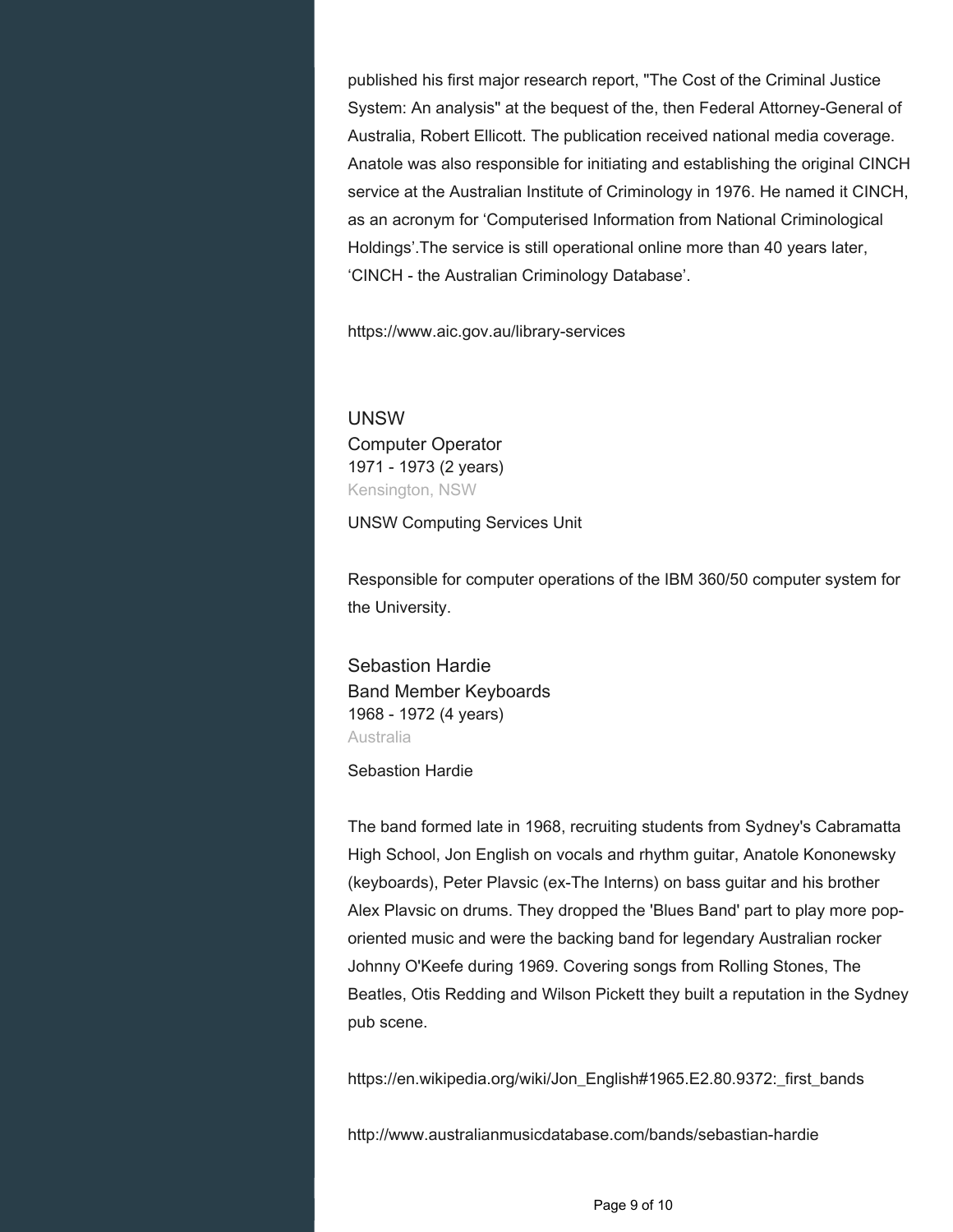published his first major research report, "The Cost of the Criminal Justice System: An analysis" at the bequest of the, then Federal Attorney-General of Australia, Robert Ellicott. The publication received national media coverage. Anatole was also responsible for initiating and establishing the original CINCH service at the Australian Institute of Criminology in 1976. He named it CINCH, as an acronym for 'Computerised Information from National Criminological Holdings'.The service is still operational online more than 40 years later, 'CINCH - the Australian Criminology Database'.

https://www.aic.gov.au/library-services

### UNSW

Computer Operator
1971 - 1973 (2 years)
Kensington, NSW

UNSW Computing Services Unit

Responsible for computer operations of the IBM 360/50 computer system for the University.

### Sebastion Hardie

Band Member Keyboards
1968 - 1972 (4 years)
Australia

Sebastion Hardie

The band formed late in 1968, recruiting students from Sydney's Cabramatta High School, Jon English on vocals and rhythm guitar, Anatole Kononewsky (keyboards), Peter Plavsic (ex-The Interns) on bass guitar and his brother Alex Plavsic on drums. They dropped the 'Blues Band' part to play more pop-oriented music and were the backing band for legendary Australian rocker Johnny O'Keefe during 1969. Covering songs from Rolling Stones, The Beatles, Otis Redding and Wilson Pickett they built a reputation in the Sydney pub scene.

https://en.wikipedia.org/wiki/Jon_English#1965.E2.80.9372:_first_bands

http://www.australianmusicdatabase.com/bands/sebastian-hardie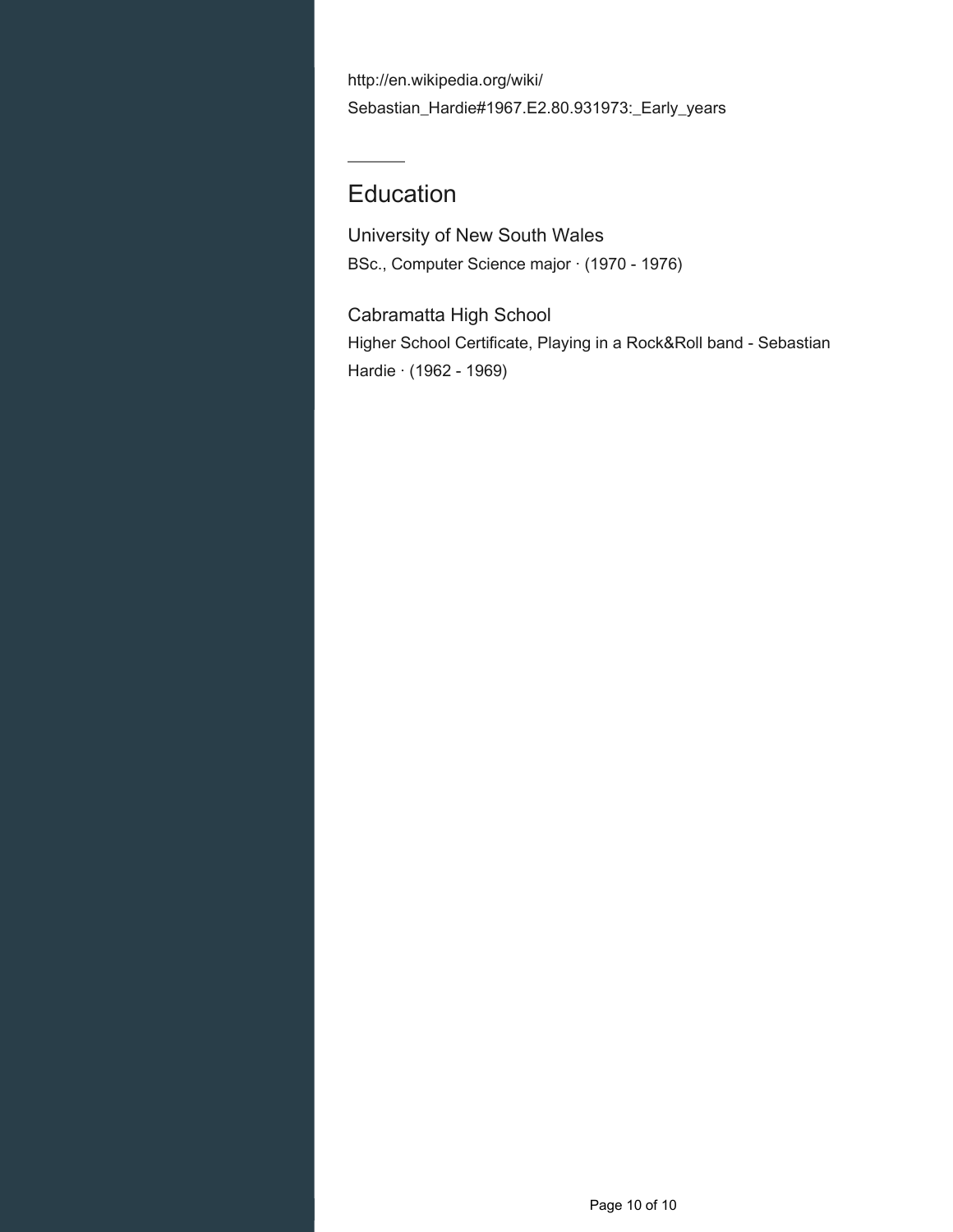http://en.wikipedia.org/wiki/Sebastian_Hardie#1967.E2.80.931973:_Early_years

---

## Education

### University of New South Wales

BSc., Computer Science major · (1970 - 1976)

### Cabramatta High School

Higher School Certificate, Playing in a Rock&Roll band - Sebastian Hardie · (1962 - 1969)